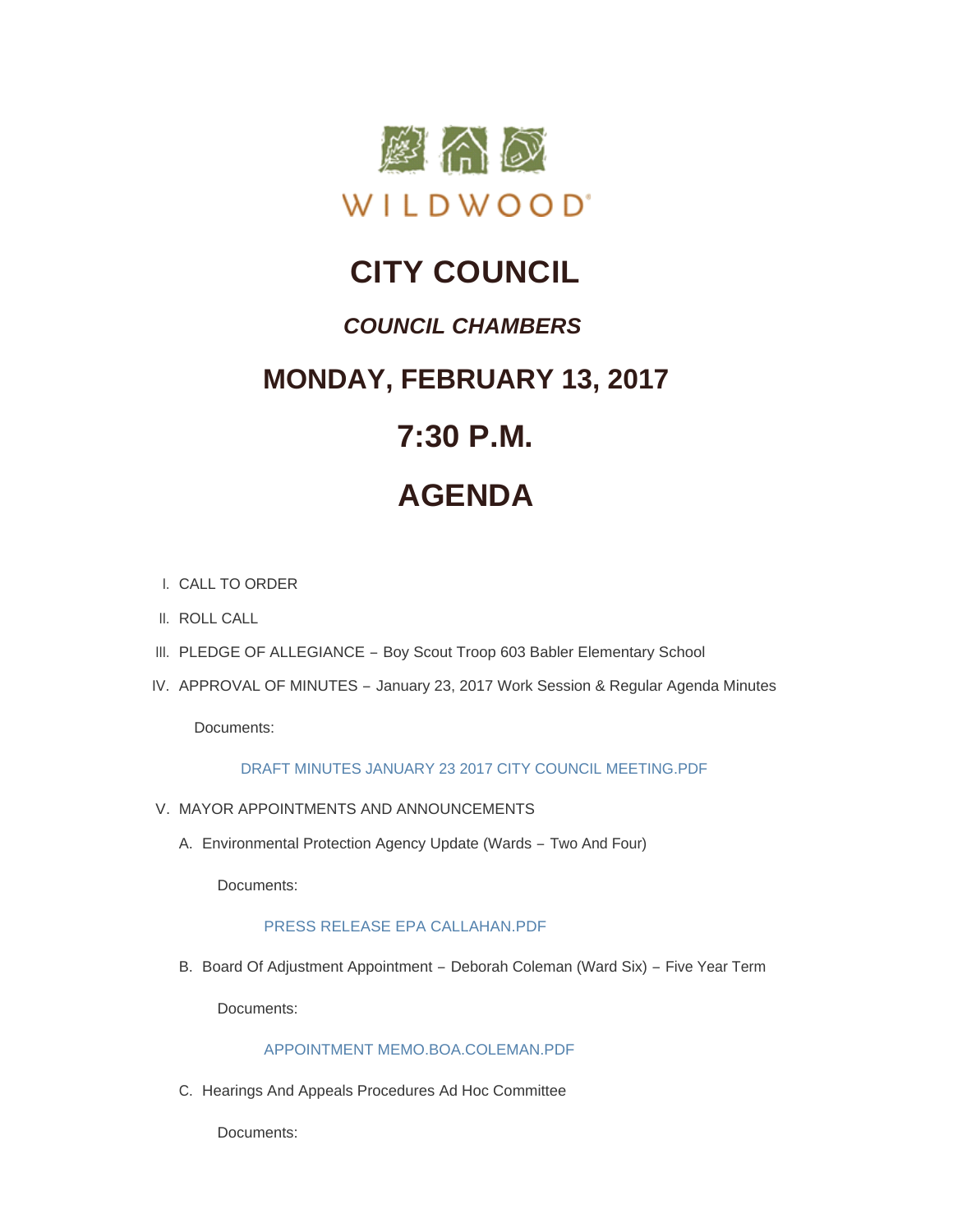WILDWOOD

# CITY COUNCIL

## *COUNCIL CHAMBERS*

## MONDAY, FEBRUARY 13, 2017

## 7:30 P.M.

## AGENDA

I. CALL TO ORDER

II. ROLL CALL

III. PLEDGE OF ALLEGIANCE – Boy Scout Troop 603 Babler Elementary School

IV. APPROVAL OF MINUTES – January 23, 2017 Work Session & Regular Agenda Minutes

Documents:

DRAFT MINUTES JANUARY 23 2017 CITY COUNCIL MEETING.PDF

V. MAYOR APPOINTMENTS AND ANNOUNCEMENTS

A. Environmental Protection Agency Update (Wards – Two And Four)

Documents:

PRESS RELEASE EPA CALLAHAN.PDF

B. Board Of Adjustment Appointment – Deborah Coleman (Ward Six) – Five Year Term

Documents:

APPOINTMENT MEMO.BOA.COLEMAN.PDF

C. Hearings And Appeals Procedures Ad Hoc Committee

Documents: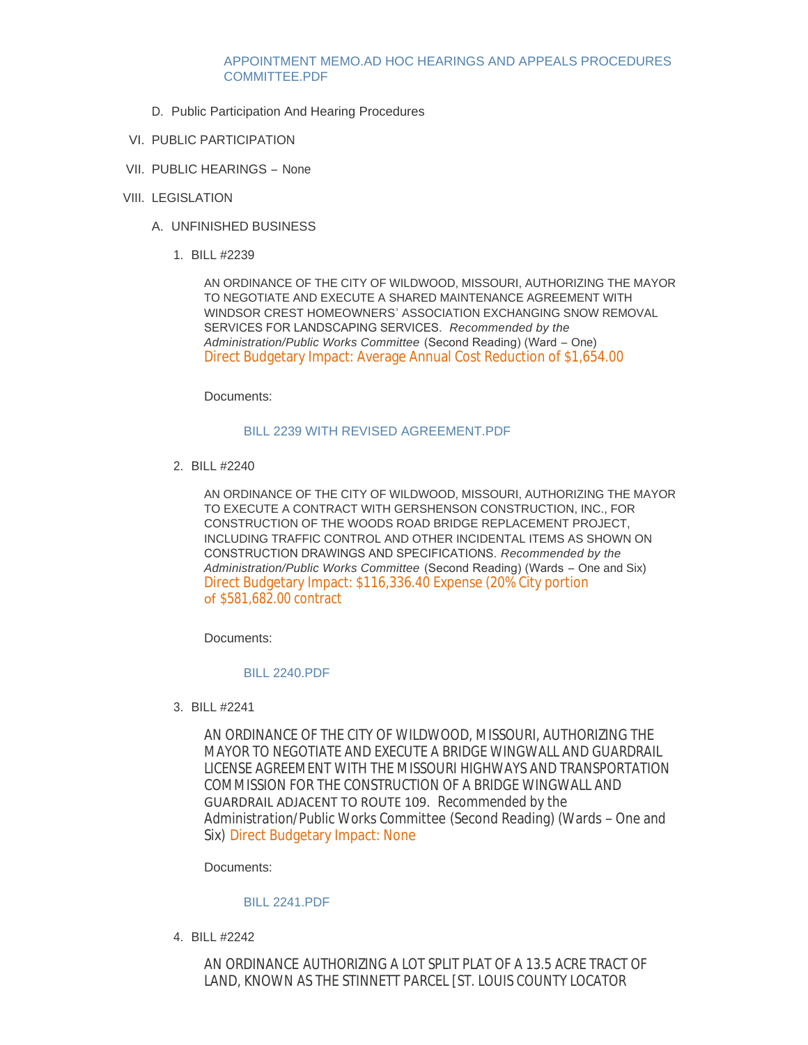APPOINTMENT MEMO.AD HOC HEARINGS AND APPEALS PROCEDURES COMMITTEE.PDF

D. Public Participation And Hearing Procedures

VI. PUBLIC PARTICIPATION

VII. PUBLIC HEARINGS – None

VIII. LEGISLATION

A. UNFINISHED BUSINESS

1. BILL #2239

   AN ORDINANCE OF THE CITY OF WILDWOOD, MISSOURI, AUTHORIZING THE MAYOR TO NEGOTIATE AND EXECUTE A SHARED MAINTENANCE AGREEMENT WITH WINDSOR CREST HOMEOWNERS' ASSOCIATION EXCHANGING SNOW REMOVAL SERVICES FOR LANDSCAPING SERVICES. *Recommended by the Administration/Public Works Committee* (Second Reading) (Ward – One) Direct Budgetary Impact: Average Annual Cost Reduction of $1,654.00

   Documents:

   BILL 2239 WITH REVISED AGREEMENT.PDF

2. BILL #2240

   AN ORDINANCE OF THE CITY OF WILDWOOD, MISSOURI, AUTHORIZING THE MAYOR TO EXECUTE A CONTRACT WITH GERSHENSON CONSTRUCTION, INC., FOR CONSTRUCTION OF THE WOODS ROAD BRIDGE REPLACEMENT PROJECT, INCLUDING TRAFFIC CONTROL AND OTHER INCIDENTAL ITEMS AS SHOWN ON CONSTRUCTION DRAWINGS AND SPECIFICATIONS. *Recommended by the Administration/Public Works Committee* (Second Reading) (Wards – One and Six) Direct Budgetary Impact: $116,336.40 Expense (20% City portion of $581,682.00 contract

   Documents:

   BILL 2240.PDF

3. BILL #2241

   AN ORDINANCE OF THE CITY OF WILDWOOD, MISSOURI, AUTHORIZING THE MAYOR TO NEGOTIATE AND EXECUTE A BRIDGE WINGWALL AND GUARDRAIL LICENSE AGREEMENT WITH THE MISSOURI HIGHWAYS AND TRANSPORTATION COMMISSION FOR THE CONSTRUCTION OF A BRIDGE WINGWALL AND GUARDRAIL ADJACENT TO ROUTE 109. Recommended by the Administration/Public Works Committee (Second Reading) (Wards – One and Six) Direct Budgetary Impact: None

   Documents:

   BILL 2241.PDF

4. BILL #2242

   AN ORDINANCE AUTHORIZING A LOT SPLIT PLAT OF A 13.5 ACRE TRACT OF LAND, KNOWN AS THE STINNETT PARCEL [ST. LOUIS COUNTY LOCATOR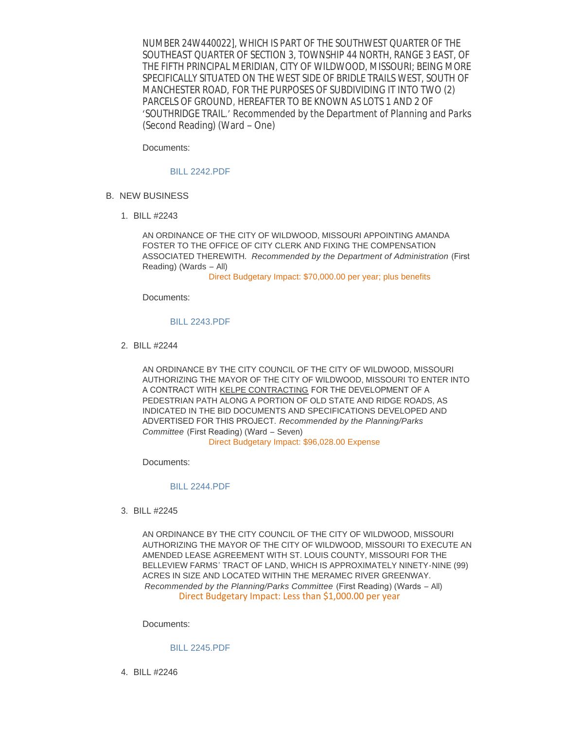NUMBER 24W440022], WHICH IS PART OF THE SOUTHWEST QUARTER OF THE SOUTHEAST QUARTER OF SECTION 3, TOWNSHIP 44 NORTH, RANGE 3 EAST, OF THE FIFTH PRINCIPAL MERIDIAN, CITY OF WILDWOOD, MISSOURI; BEING MORE SPECIFICALLY SITUATED ON THE WEST SIDE OF BRIDLE TRAILS WEST, SOUTH OF MANCHESTER ROAD, FOR THE PURPOSES OF SUBDIVIDING IT INTO TWO (2) PARCELS OF GROUND, HEREAFTER TO BE KNOWN AS LOTS 1 AND 2 OF 'SOUTHRIDGE TRAIL.' Recommended by the Department of Planning and Parks (Second Reading) (Ward – One)

Documents:

BILL 2242.PDF

B. NEW BUSINESS

1. BILL #2243

AN ORDINANCE OF THE CITY OF WILDWOOD, MISSOURI APPOINTING AMANDA FOSTER TO THE OFFICE OF CITY CLERK AND FIXING THE COMPENSATION ASSOCIATED THEREWITH. *Recommended by the Department of Administration* (First Reading) (Wards – All)
Direct Budgetary Impact: $70,000.00 per year; plus benefits

Documents:

BILL 2243.PDF

2. BILL #2244

AN ORDINANCE BY THE CITY COUNCIL OF THE CITY OF WILDWOOD, MISSOURI AUTHORIZING THE MAYOR OF THE CITY OF WILDWOOD, MISSOURI TO ENTER INTO A CONTRACT WITH KELPE CONTRACTING FOR THE DEVELOPMENT OF A PEDESTRIAN PATH ALONG A PORTION OF OLD STATE AND RIDGE ROADS, AS INDICATED IN THE BID DOCUMENTS AND SPECIFICATIONS DEVELOPED AND ADVERTISED FOR THIS PROJECT. *Recommended by the Planning/Parks Committee* (First Reading) (Ward – Seven)
Direct Budgetary Impact: $96,028.00 Expense

Documents:

BILL 2244.PDF

3. BILL #2245

AN ORDINANCE BY THE CITY COUNCIL OF THE CITY OF WILDWOOD, MISSOURI AUTHORIZING THE MAYOR OF THE CITY OF WILDWOOD, MISSOURI TO EXECUTE AN AMENDED LEASE AGREEMENT WITH ST. LOUIS COUNTY, MISSOURI FOR THE BELLEVIEW FARMS' TRACT OF LAND, WHICH IS APPROXIMATELY NINETY-NINE (99) ACRES IN SIZE AND LOCATED WITHIN THE MERAMEC RIVER GREENWAY. *Recommended by the Planning/Parks Committee* (First Reading) (Wards – All)
Direct Budgetary Impact: Less than $1,000.00 per year

Documents:

BILL 2245.PDF

4. BILL #2246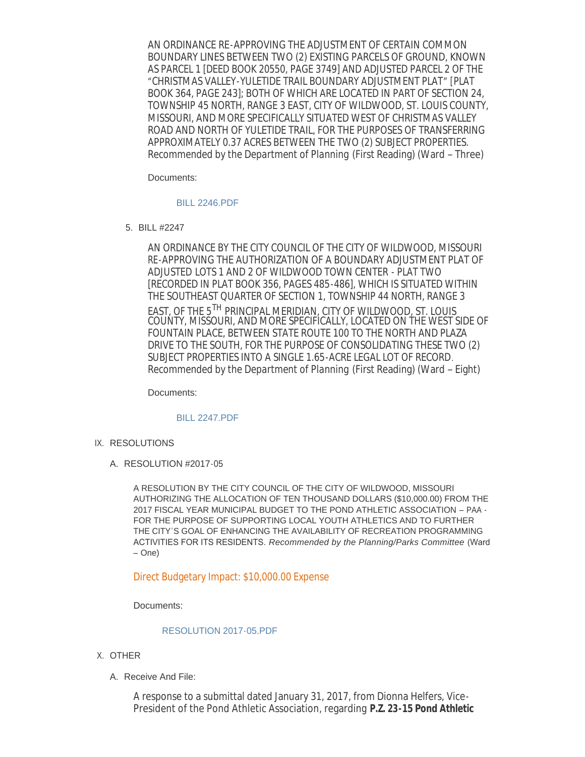AN ORDINANCE RE-APPROVING THE ADJUSTMENT OF CERTAIN COMMON BOUNDARY LINES BETWEEN TWO (2) EXISTING PARCELS OF GROUND, KNOWN AS PARCEL 1 [DEED BOOK 20550, PAGE 3749] AND ADJUSTED PARCEL 2 OF THE "CHRISTMAS VALLEY-YULETIDE TRAIL BOUNDARY ADJUSTMENT PLAT" [PLAT BOOK 364, PAGE 243]; BOTH OF WHICH ARE LOCATED IN PART OF SECTION 24, TOWNSHIP 45 NORTH, RANGE 3 EAST, CITY OF WILDWOOD, ST. LOUIS COUNTY, MISSOURI, AND MORE SPECIFICALLY SITUATED WEST OF CHRISTMAS VALLEY ROAD AND NORTH OF YULETIDE TRAIL, FOR THE PURPOSES OF TRANSFERRING APPROXIMATELY 0.37 ACRES BETWEEN THE TWO (2) SUBJECT PROPERTIES. Recommended by the Department of Planning (First Reading) (Ward – Three)

Documents:

BILL 2246.PDF

5. BILL #2247

AN ORDINANCE BY THE CITY COUNCIL OF THE CITY OF WILDWOOD, MISSOURI RE-APPROVING THE AUTHORIZATION OF A BOUNDARY ADJUSTMENT PLAT OF ADJUSTED LOTS 1 AND 2 OF WILDWOOD TOWN CENTER - PLAT TWO [RECORDED IN PLAT BOOK 356, PAGES 485-486], WHICH IS SITUATED WITHIN THE SOUTHEAST QUARTER OF SECTION 1, TOWNSHIP 44 NORTH, RANGE 3 EAST, OF THE 5TH PRINCIPAL MERIDIAN, CITY OF WILDWOOD, ST. LOUIS COUNTY, MISSOURI, AND MORE SPECIFICALLY, LOCATED ON THE WEST SIDE OF FOUNTAIN PLACE, BETWEEN STATE ROUTE 100 TO THE NORTH AND PLAZA DRIVE TO THE SOUTH, FOR THE PURPOSE OF CONSOLIDATING THESE TWO (2) SUBJECT PROPERTIES INTO A SINGLE 1.65-ACRE LEGAL LOT OF RECORD. Recommended by the Department of Planning (First Reading) (Ward – Eight)

Documents:

BILL 2247.PDF

IX. RESOLUTIONS

A. RESOLUTION #2017-05

A RESOLUTION BY THE CITY COUNCIL OF THE CITY OF WILDWOOD, MISSOURI AUTHORIZING THE ALLOCATION OF TEN THOUSAND DOLLARS ($10,000.00) FROM THE 2017 FISCAL YEAR MUNICIPAL BUDGET TO THE POND ATHLETIC ASSOCIATION – PAA - FOR THE PURPOSE OF SUPPORTING LOCAL YOUTH ATHLETICS AND TO FURTHER THE CITY'S GOAL OF ENHANCING THE AVAILABILITY OF RECREATION PROGRAMMING ACTIVITIES FOR ITS RESIDENTS. *Recommended by the Planning/Parks Committee* (Ward – One)

Direct Budgetary Impact: $10,000.00 Expense

Documents:

RESOLUTION 2017-05.PDF

X. OTHER

A. Receive And File:

A response to a submittal dated January 31, 2017, from Dionna Helfers, Vice-President of the Pond Athletic Association, regarding **P.Z. 23-15 Pond Athletic**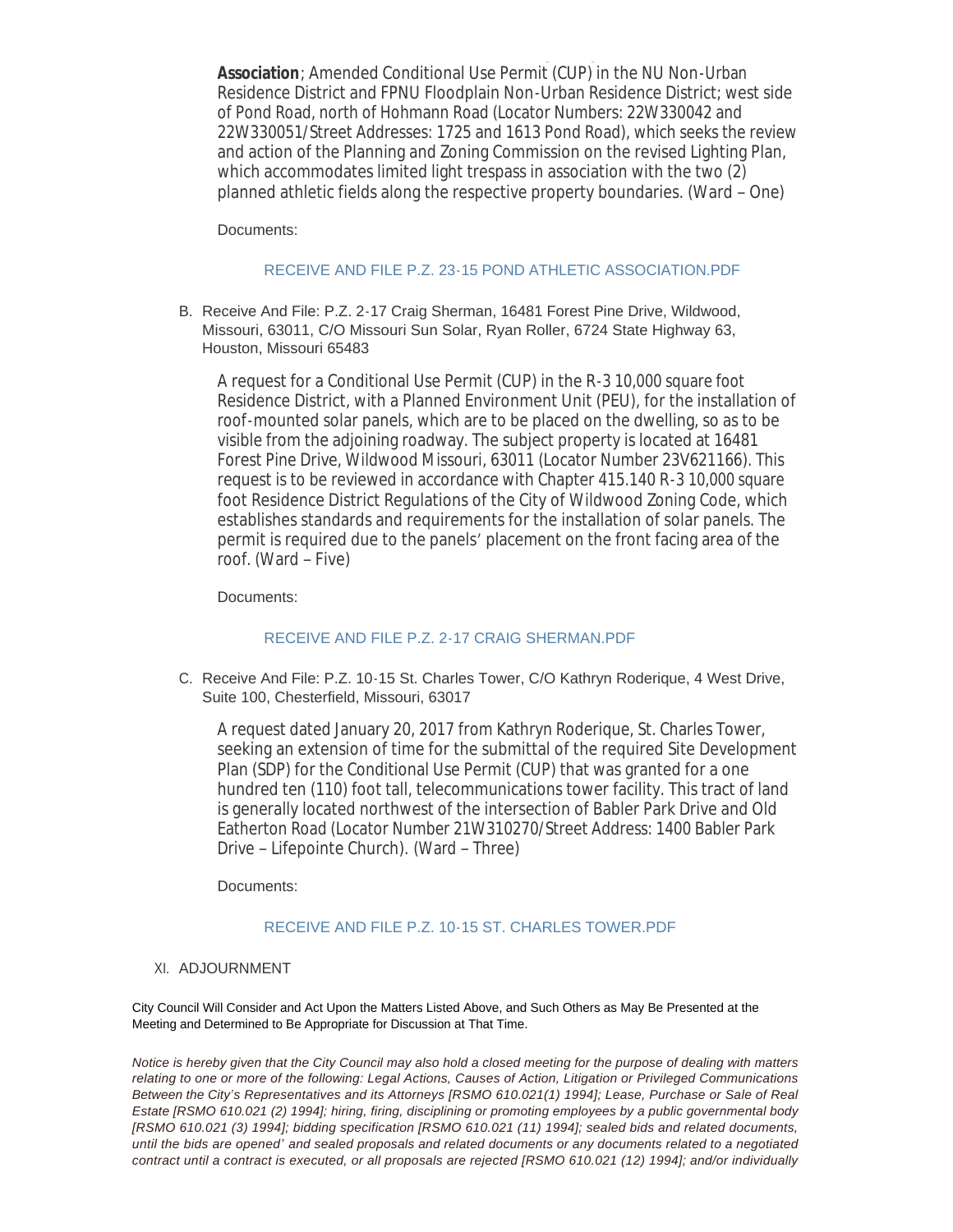**Association**; Amended Conditional Use Permit (CUP) in the NU Non-Urban Residence District and FPNU Floodplain Non-Urban Residence District; west side of Pond Road, north of Hohmann Road (Locator Numbers: 22W330042 and 22W330051/Street Addresses: 1725 and 1613 Pond Road), which seeks the review and action of the Planning and Zoning Commission on the revised Lighting Plan, which accommodates limited light trespass in association with the two (2) planned athletic fields along the respective property boundaries. (Ward – One)

Documents:

RECEIVE AND FILE P.Z. 23-15 POND ATHLETIC ASSOCIATION.PDF

B. Receive And File: P.Z. 2-17 Craig Sherman, 16481 Forest Pine Drive, Wildwood, Missouri, 63011, C/O Missouri Sun Solar, Ryan Roller, 6724 State Highway 63, Houston, Missouri 65483

A request for a Conditional Use Permit (CUP) in the R-3 10,000 square foot Residence District, with a Planned Environment Unit (PEU), for the installation of roof-mounted solar panels, which are to be placed on the dwelling, so as to be visible from the adjoining roadway. The subject property is located at 16481 Forest Pine Drive, Wildwood Missouri, 63011 (Locator Number 23V621166). This request is to be reviewed in accordance with Chapter 415.140 R-3 10,000 square foot Residence District Regulations of the City of Wildwood Zoning Code, which establishes standards and requirements for the installation of solar panels. The permit is required due to the panels' placement on the front facing area of the roof. (Ward – Five)

Documents:

RECEIVE AND FILE P.Z. 2-17 CRAIG SHERMAN.PDF

C. Receive And File: P.Z. 10-15 St. Charles Tower, C/O Kathryn Roderique, 4 West Drive, Suite 100, Chesterfield, Missouri, 63017

A request dated January 20, 2017 from Kathryn Roderique, St. Charles Tower, seeking an extension of time for the submittal of the required Site Development Plan (SDP) for the Conditional Use Permit (CUP) that was granted for a one hundred ten (110) foot tall, telecommunications tower facility. This tract of land is generally located northwest of the intersection of Babler Park Drive and Old Eatherton Road (Locator Number 21W310270/Street Address: 1400 Babler Park Drive – Lifepointe Church). (Ward – Three)

Documents:

RECEIVE AND FILE P.Z. 10-15 ST. CHARLES TOWER.PDF

XI. ADJOURNMENT

City Council Will Consider and Act Upon the Matters Listed Above, and Such Others as May Be Presented at the Meeting and Determined to Be Appropriate for Discussion at That Time.

*Notice is hereby given that the City Council may also hold a closed meeting for the purpose of dealing with matters relating to one or more of the following: Legal Actions, Causes of Action, Litigation or Privileged Communications Between the City's Representatives and its Attorneys [RSMO 610.021(1) 1994]; Lease, Purchase or Sale of Real Estate [RSMO 610.021 (2) 1994]; hiring, firing, disciplining or promoting employees by a public governmental body [RSMO 610.021 (3) 1994]; bidding specification [RSMO 610.021 (11) 1994]; sealed bids and related documents, until the bids are opened' and sealed proposals and related documents or any documents related to a negotiated contract until a contract is executed, or all proposals are rejected [RSMO 610.021 (12) 1994]; and/or individually*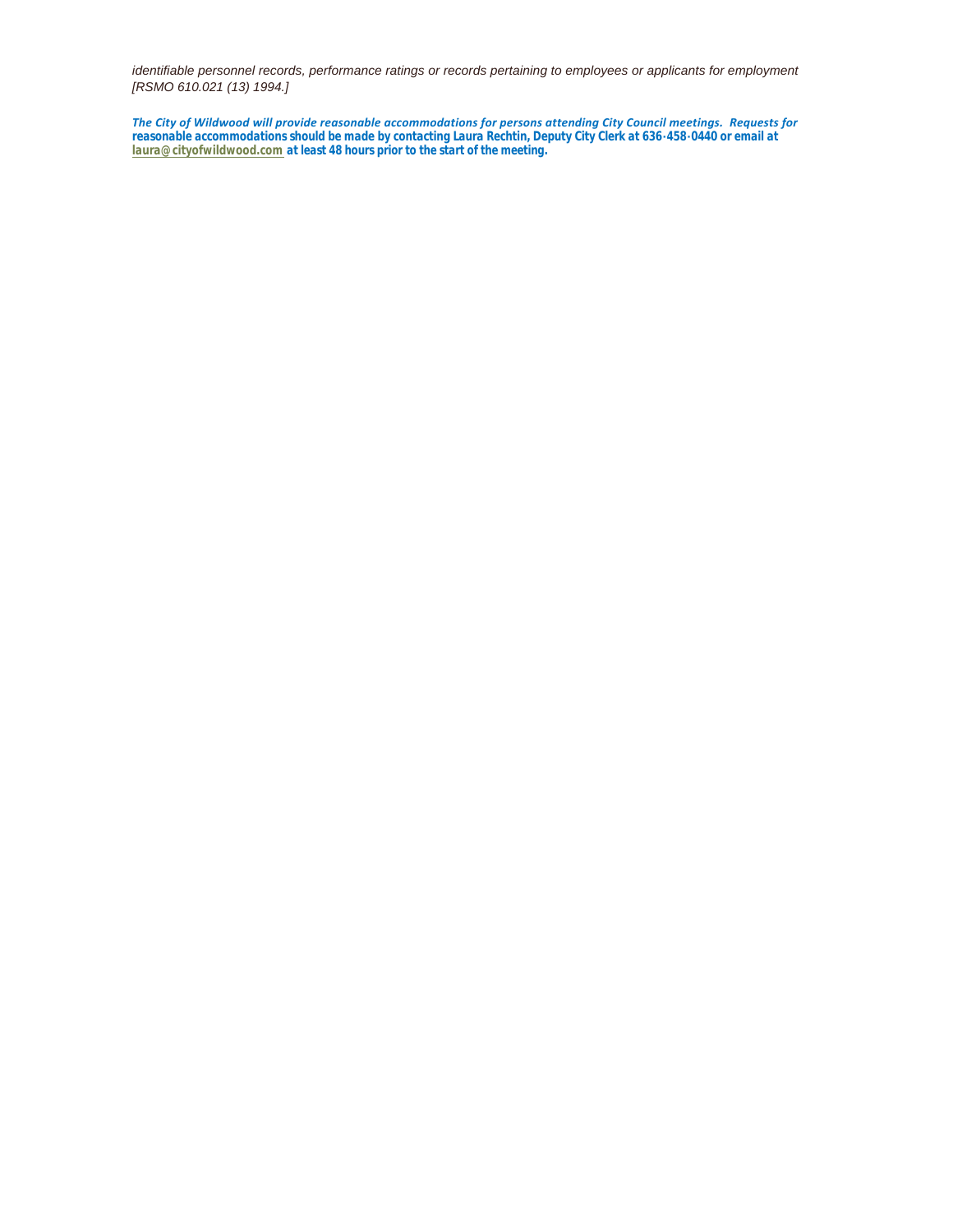*identifiable personnel records, performance ratings or records pertaining to employees or applicants for employment [RSMO 610.021 (13) 1994.]*

***The City of Wildwood will provide reasonable accommodations for persons attending City Council meetings. Requests for* reasonable accommodations should be made by contacting Laura Rechtin, Deputy City Clerk at 636-458-0440 or email at laura@cityofwildwood.com at least 48 hours prior to the start of the meeting.**